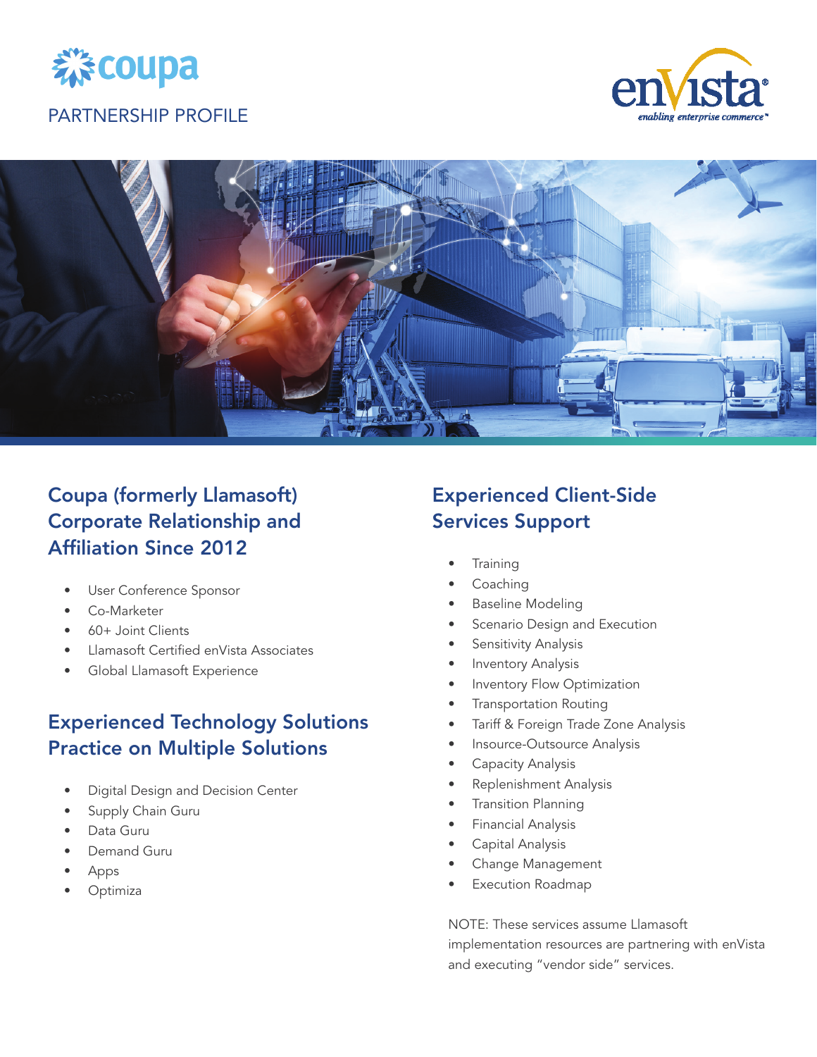coupa

PARTNERSHIP PROFILE

enVista
*enabling enterprise commerce*

## Coupa (formerly Llamasoft) Corporate Relationship and Affiliation Since 2012

- User Conference Sponsor
- Co-Marketer
- 60+ Joint Clients
- Llamasoft Certified enVista Associates
- Global Llamasoft Experience

## Experienced Technology Solutions Practice on Multiple Solutions

- Digital Design and Decision Center
- Supply Chain Guru
- Data Guru
- Demand Guru
- Apps
- Optimiza

## Experienced Client-Side Services Support

- Training
- Coaching
- Baseline Modeling
- Scenario Design and Execution
- Sensitivity Analysis
- Inventory Analysis
- Inventory Flow Optimization
- Transportation Routing
- Tariff & Foreign Trade Zone Analysis
- Insource-Outsource Analysis
- Capacity Analysis
- Replenishment Analysis
- Transition Planning
- Financial Analysis
- Capital Analysis
- Change Management
- Execution Roadmap

NOTE: These services assume Llamasoft implementation resources are partnering with enVista and executing "vendor side" services.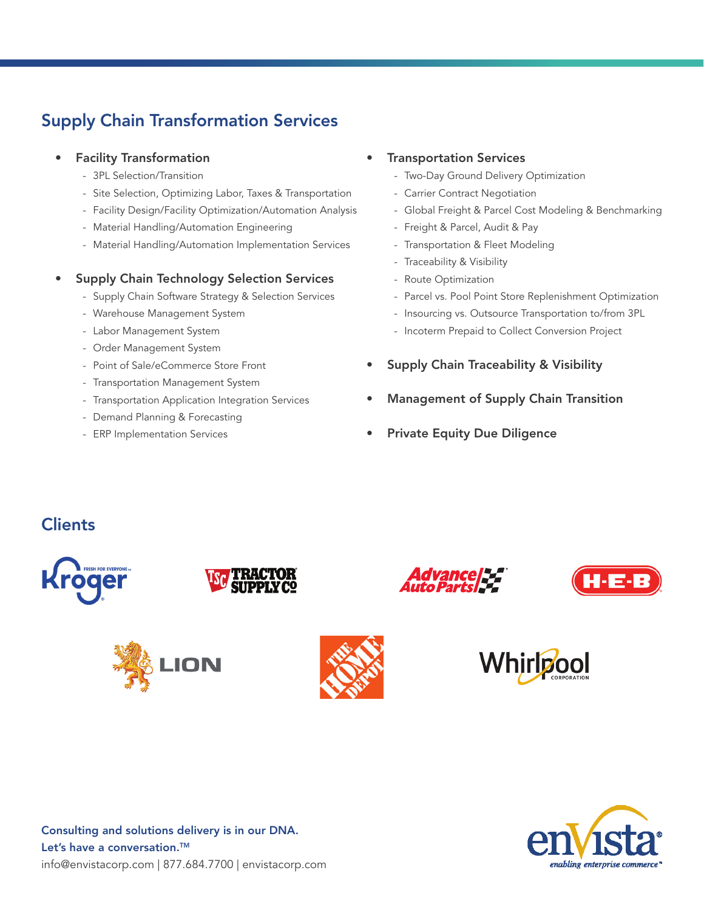## Supply Chain Transformation Services

- **Facility Transformation**
  - 3PL Selection/Transition
  - Site Selection, Optimizing Labor, Taxes & Transportation
  - Facility Design/Facility Optimization/Automation Analysis
  - Material Handling/Automation Engineering
  - Material Handling/Automation Implementation Services

- **Supply Chain Technology Selection Services**
  - Supply Chain Software Strategy & Selection Services
  - Warehouse Management System
  - Labor Management System
  - Order Management System
  - Point of Sale/eCommerce Store Front
  - Transportation Management System
  - Transportation Application Integration Services
  - Demand Planning & Forecasting
  - ERP Implementation Services

- **Transportation Services**
  - Two-Day Ground Delivery Optimization
  - Carrier Contract Negotiation
  - Global Freight & Parcel Cost Modeling & Benchmarking
  - Freight & Parcel, Audit & Pay
  - Transportation & Fleet Modeling
  - Traceability & Visibility
  - Route Optimization
  - Parcel vs. Pool Point Store Replenishment Optimization
  - Insourcing vs. Outsource Transportation to/from 3PL
  - Incoterm Prepaid to Collect Conversion Project

- **Supply Chain Traceability & Visibility**

- **Management of Supply Chain Transition**

- **Private Equity Due Diligence**

## Clients

Kroger, Tractor Supply Co, Advance Auto Parts, H-E-B, LION, The Home Depot, Whirlpool Corporation

**Consulting and solutions delivery is in our DNA.**
**Let's have a conversation.™**
info@envistacorp.com | 877.684.7700 | envistacorp.com

enVista — enabling enterprise commerce™